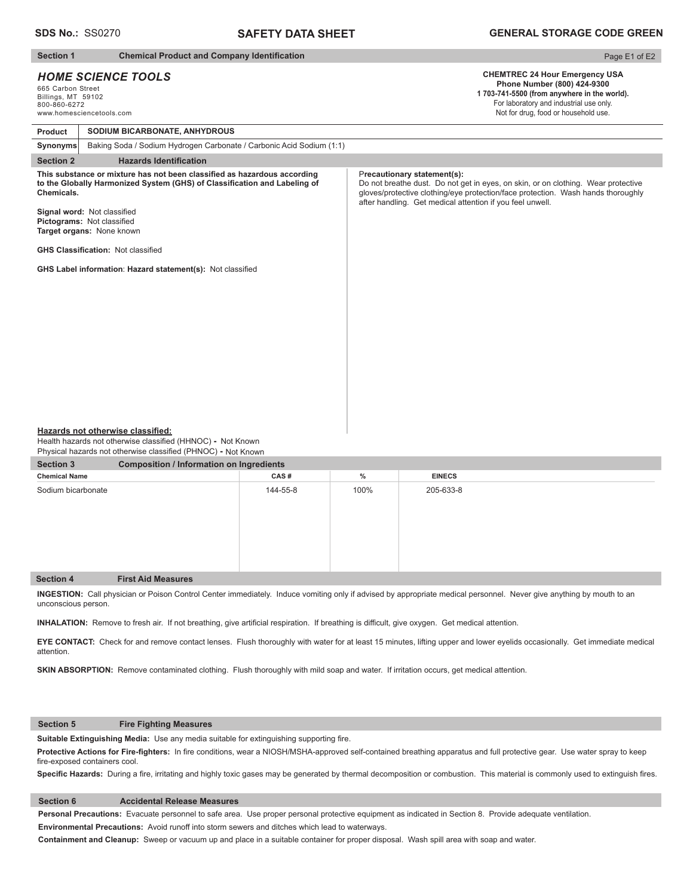**SDS No.:** SS0270

# SAFETY DATA SHEET

**GENERAL STORAGE CODE GREEN**

## Section 1 Chemical Product and Company Identification

***HOME SCIENCE TOOLS***
665 Carbon Street
Billings, MT 59102
800-860-6272
www.homesciencetools.com

**CHEMTREC 24 Hour Emergency USA**
**Phone Number (800) 424-9300**
**1 703-741-5500 (from anywhere in the world).**
For laboratory and industrial use only.
Not for drug, food or household use.

| **Product** | **SODIUM BICARBONATE, ANHYDROUS** |
|---|---|
| **Synonyms** | Baking Soda / Sodium Hydrogen Carbonate / Carbonic Acid Sodium (1:1) |

## Section 2 Hazards Identification

**This substance or mixture has not been classified as hazardous according to the Globally Harmonized System (GHS) of Classification and Labeling of Chemicals.**

**Signal word:** Not classified
**Pictograms:** Not classified
**Target organs:** None known

**GHS Classification:** Not classified

**GHS Label information**: **Hazard statement(s):** Not classified

**Precautionary statement(s):**
Do not breathe dust. Do not get in eyes, on skin, or on clothing. Wear protective gloves/protective clothing/eye protection/face protection. Wash hands thoroughly after handling. Get medical attention if you feel unwell.

**Hazards not otherwise classified:**
Health hazards not otherwise classified (HHNOC) - Not Known
Physical hazards not otherwise classified (PHNOC) - Not Known

## Section 3 Composition / Information on Ingredients

| Chemical Name | CAS # | % | EINECS |
|---|---|---|---|
| Sodium bicarbonate | 144-55-8 | 100% | 205-633-8 |

## Section 4 First Aid Measures

**INGESTION:** Call physician or Poison Control Center immediately. Induce vomiting only if advised by appropriate medical personnel. Never give anything by mouth to an unconscious person.

**INHALATION:** Remove to fresh air. If not breathing, give artificial respiration. If breathing is difficult, give oxygen. Get medical attention.

**EYE CONTACT:** Check for and remove contact lenses. Flush thoroughly with water for at least 15 minutes, lifting upper and lower eyelids occasionally. Get immediate medical attention.

**SKIN ABSORPTION:** Remove contaminated clothing. Flush thoroughly with mild soap and water. If irritation occurs, get medical attention.

## Section 5 Fire Fighting Measures

**Suitable Extinguishing Media:** Use any media suitable for extinguishing supporting fire.

**Protective Actions for Fire-fighters:** In fire conditions, wear a NIOSH/MSHA-approved self-contained breathing apparatus and full protective gear. Use water spray to keep fire-exposed containers cool.

**Specific Hazards:** During a fire, irritating and highly toxic gases may be generated by thermal decomposition or combustion. This material is commonly used to extinguish fires.

## Section 6 Accidental Release Measures

**Personal Precautions:** Evacuate personnel to safe area. Use proper personal protective equipment as indicated in Section 8. Provide adequate ventilation.

**Environmental Precautions:** Avoid runoff into storm sewers and ditches which lead to waterways.

**Containment and Cleanup:** Sweep or vacuum up and place in a suitable container for proper disposal. Wash spill area with soap and water.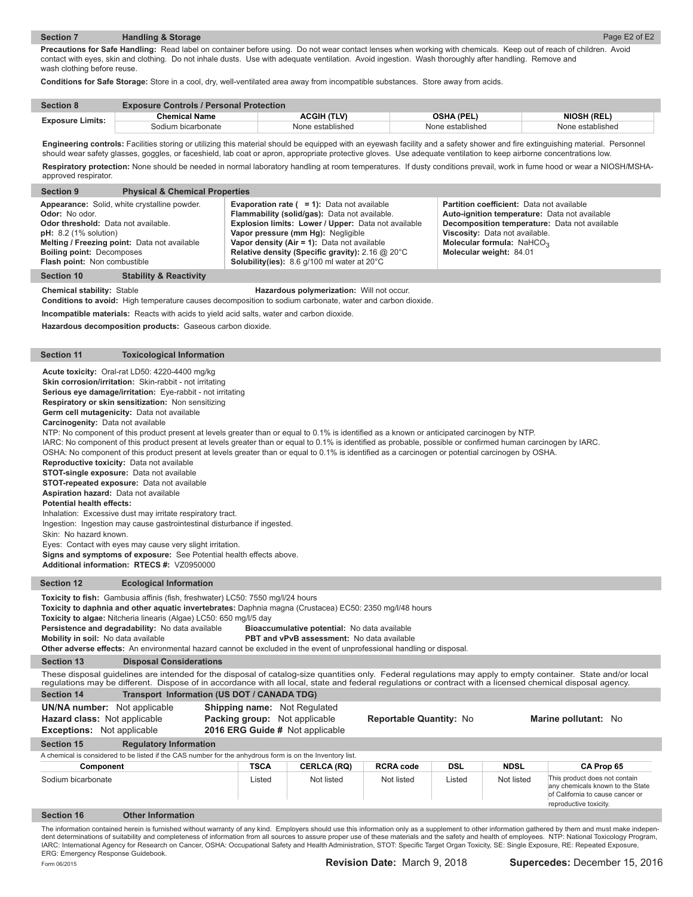## Section 7 Handling & Storage

**Precautions for Safe Handling:** Read label on container before using. Do not wear contact lenses when working with chemicals. Keep out of reach of children. Avoid contact with eyes, skin and clothing. Do not inhale dusts. Use with adequate ventilation. Avoid ingestion. Wash thoroughly after handling. Remove and wash clothing before reuse.

**Conditions for Safe Storage:** Store in a cool, dry, well-ventilated area away from incompatible substances. Store away from acids.

## Section 8 Exposure Controls / Personal Protection

| Exposure Limits: | Chemical Name | ACGIH (TLV) | OSHA (PEL) | NIOSH (REL) |
|---|---|---|---|---|
| | Sodium bicarbonate | None established | None established | None established |

**Engineering controls:** Facilities storing or utilizing this material should be equipped with an eyewash facility and a safety shower and fire extinguishing material. Personnel should wear safety glasses, goggles, or faceshield, lab coat or apron, appropriate protective gloves. Use adequate ventilation to keep airborne concentrations low.

**Respiratory protection:** None should be needed in normal laboratory handling at room temperatures. If dusty conditions prevail, work in fume hood or wear a NIOSH/MSHA-approved respirator.

## Section 9 Physical & Chemical Properties

**Appearance:** Solid, white crystalline powder.
**Odor:** No odor.
**Odor threshold:** Data not available.
**pH:** 8.2 (1% solution)
**Melting / Freezing point:** Data not available
**Boiling point:** Decomposes
**Flash point:** Non combustible

**Evaporation rate ( = 1):** Data not available
**Flammability (solid/gas):** Data not available.
**Explosion limits: Lower / Upper:** Data not available
**Vapor pressure (mm Hg):** Negligible
**Vapor density (Air = 1):** Data not available
**Relative density (Specific gravity):** 2.16 @ 20°C
**Solubility(ies):** 8.6 g/100 ml water at 20°C

**Partition coefficient:** Data not available
**Auto-ignition temperature:** Data not available
**Decomposition temperature:** Data not available
**Viscosity:** Data not available.
**Molecular formula:** $NaHCO_3$
**Molecular weight:** 84.01

## Section 10 Stability & Reactivity

**Chemical stability:** Stable
**Hazardous polymerization:** Will not occur.
**Conditions to avoid:** High temperature causes decomposition to sodium carbonate, water and carbon dioxide.

**Incompatible materials:** Reacts with acids to yield acid salts, water and carbon dioxide.

**Hazardous decomposition products:** Gaseous carbon dioxide.

## Section 11 Toxicological Information

**Acute toxicity:** Oral-rat LD50: 4220-4400 mg/kg
**Skin corrosion/irritation:** Skin-rabbit - not irritating
**Serious eye damage/irritation:** Eye-rabbit - not irritating
**Respiratory or skin sensitization:** Non sensitizing
**Germ cell mutagenicity:** Data not available
**Carcinogenity:** Data not available
NTP: No component of this product present at levels greater than or equal to 0.1% is identified as a known or anticipated carcinogen by NTP.
IARC: No component of this product present at levels greater than or equal to 0.1% is identified as probable, possible or confirmed human carcinogen by IARC.
OSHA: No component of this product present at levels greater than or equal to 0.1% is identified as a carcinogen or potential carcinogen by OSHA.
**Reproductive toxicity:** Data not available
**STOT-single exposure:** Data not available
**STOT-repeated exposure:** Data not available
**Aspiration hazard:** Data not available
**Potential health effects:**
Inhalation: Excessive dust may irritate respiratory tract.
Ingestion: Ingestion may cause gastrointestinal disturbance if ingested.
Skin: No hazard known.
Eyes: Contact with eyes may cause very slight irritation.
**Signs and symptoms of exposure:** See Potential health effects above.
**Additional information: RTECS #:** VZ0950000

## Section 12 Ecological Information

**Toxicity to fish:** Gambusia affinis (fish, freshwater) LC50: 7550 mg/l/24 hours
**Toxicity to daphnia and other aquatic invertebrates:** Daphnia magna (Crustacea) EC50: 2350 mg/l/48 hours
**Toxicity to algae:** Nitcheria linearis (Algae) LC50: 650 mg/l/5 day
**Persistence and degradability:** No data available
**Bioaccumulative potential:** No data available
**Mobility in soil:** No data available
**PBT and vPvB assessment:** No data available
**Other adverse effects:** An environmental hazard cannot be excluded in the event of unprofessional handling or disposal.

## Section 13 Disposal Considerations

These disposal guidelines are intended for the disposal of catalog-size quantities only. Federal regulations may apply to empty container. State and/or local regulations may be different. Dispose of in accordance with all local, state and federal regulations or contract with a licensed chemical disposal agency.

## Section 14 Transport Information (US DOT / CANADA TDG)

**UN/NA number:** Not applicable
**Hazard class:** Not applicable
**Exceptions:** Not applicable
**Shipping name:** Not Regulated
**Packing group:** Not applicable
**2016 ERG Guide #** Not applicable
**Reportable Quantity:** No
**Marine pollutant:** No

## Section 15 Regulatory Information

A chemical is considered to be listed if the CAS number for the anhydrous form is on the Inventory list.

| Component | TSCA | CERLCA (RQ) | RCRA code | DSL | NDSL | CA Prop 65 |
|---|---|---|---|---|---|---|
| Sodium bicarbonate | Listed | Not listed | Not listed | Listed | Not listed | This product does not contain any chemicals known to the State of California to cause cancer or reproductive toxicity. |

## Section 16 Other Information

The information contained herein is furnished without warranty of any kind. Employers should use this information only as a supplement to other information gathered by them and must make independent determinations of suitability and completeness of information from all sources to assure proper use of these materials and the safety and health of employees. NTP: National Toxicology Program, IARC: International Agency for Research on Cancer, OSHA: Occupational Safety and Health Administration, STOT: Specific Target Organ Toxicity, SE: Single Exposure, RE: Repeated Exposure, ERG: Emergency Response Guidebook.

Form 06/2015

**Revision Date:** March 9, 2018 **Supercedes:** December 15, 2016